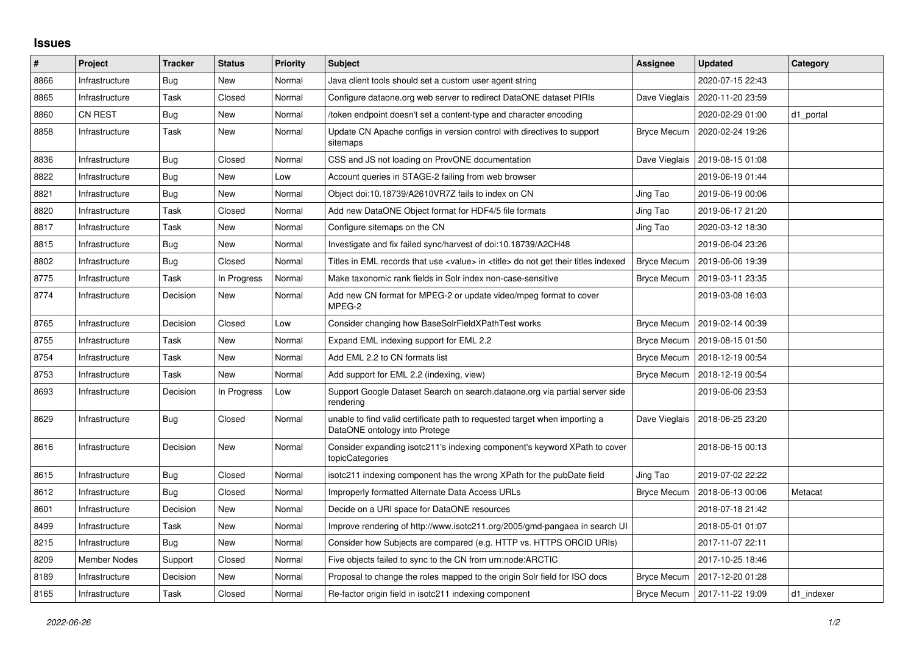# Issues

| # | Project | Tracker | Status | Priority | Subject | Assignee | Updated | Category |
|---|---|---|---|---|---|---|---|---|
| 8866 | Infrastructure | Bug | New | Normal | Java client tools should set a custom user agent string | | 2020-07-15 22:43 | |
| 8865 | Infrastructure | Task | Closed | Normal | Configure dataone.org web server to redirect DataONE dataset PIRIs | Dave Vieglais | 2020-11-20 23:59 | |
| 8860 | CN REST | Bug | New | Normal | /token endpoint doesn't set a content-type and character encoding | | 2020-02-29 01:00 | d1_portal |
| 8858 | Infrastructure | Task | New | Normal | Update CN Apache configs in version control with directives to support sitemaps | Bryce Mecum | 2020-02-24 19:26 | |
| 8836 | Infrastructure | Bug | Closed | Normal | CSS and JS not loading on ProvONE documentation | Dave Vieglais | 2019-08-15 01:08 | |
| 8822 | Infrastructure | Bug | New | Low | Account queries in STAGE-2 failing from web browser | | 2019-06-19 01:44 | |
| 8821 | Infrastructure | Bug | New | Normal | Object doi:10.18739/A2610VR7Z fails to index on CN | Jing Tao | 2019-06-19 00:06 | |
| 8820 | Infrastructure | Task | Closed | Normal | Add new DataONE Object format for HDF4/5 file formats | Jing Tao | 2019-06-17 21:20 | |
| 8817 | Infrastructure | Task | New | Normal | Configure sitemaps on the CN | Jing Tao | 2020-03-12 18:30 | |
| 8815 | Infrastructure | Bug | New | Normal | Investigate and fix failed sync/harvest of doi:10.18739/A2CH48 | | 2019-06-04 23:26 | |
| 8802 | Infrastructure | Bug | Closed | Normal | Titles in EML records that use <value> in <title> do not get their titles indexed | Bryce Mecum | 2019-06-06 19:39 | |
| 8775 | Infrastructure | Task | In Progress | Normal | Make taxonomic rank fields in Solr index non-case-sensitive | Bryce Mecum | 2019-03-11 23:35 | |
| 8774 | Infrastructure | Decision | New | Normal | Add new CN format for MPEG-2 or update video/mpeg format to cover MPEG-2 | | 2019-03-08 16:03 | |
| 8765 | Infrastructure | Decision | Closed | Low | Consider changing how BaseSolrFieldXPathTest works | Bryce Mecum | 2019-02-14 00:39 | |
| 8755 | Infrastructure | Task | New | Normal | Expand EML indexing support for EML 2.2 | Bryce Mecum | 2019-08-15 01:50 | |
| 8754 | Infrastructure | Task | New | Normal | Add EML 2.2 to CN formats list | Bryce Mecum | 2018-12-19 00:54 | |
| 8753 | Infrastructure | Task | New | Normal | Add support for EML 2.2 (indexing, view) | Bryce Mecum | 2018-12-19 00:54 | |
| 8693 | Infrastructure | Decision | In Progress | Low | Support Google Dataset Search on search.dataone.org via partial server side rendering | | 2019-06-06 23:53 | |
| 8629 | Infrastructure | Bug | Closed | Normal | unable to find valid certificate path to requested target when importing a DataONE ontology into Protege | Dave Vieglais | 2018-06-25 23:20 | |
| 8616 | Infrastructure | Decision | New | Normal | Consider expanding isotc211's indexing component's keyword XPath to cover topicCategories | | 2018-06-15 00:13 | |
| 8615 | Infrastructure | Bug | Closed | Normal | isotc211 indexing component has the wrong XPath for the pubDate field | Jing Tao | 2019-07-02 22:22 | |
| 8612 | Infrastructure | Bug | Closed | Normal | Improperly formatted Alternate Data Access URLs | Bryce Mecum | 2018-06-13 00:06 | Metacat |
| 8601 | Infrastructure | Decision | New | Normal | Decide on a URI space for DataONE resources | | 2018-07-18 21:42 | |
| 8499 | Infrastructure | Task | New | Normal | Improve rendering of http://www.isotc211.org/2005/gmd-pangaea in search UI | | 2018-05-01 01:07 | |
| 8215 | Infrastructure | Bug | New | Normal | Consider how Subjects are compared (e.g. HTTP vs. HTTPS ORCID URIs) | | 2017-11-07 22:11 | |
| 8209 | Member Nodes | Support | Closed | Normal | Five objects failed to sync to the CN from urn:node:ARCTIC | | 2017-10-25 18:46 | |
| 8189 | Infrastructure | Decision | New | Normal | Proposal to change the roles mapped to the origin Solr field for ISO docs | Bryce Mecum | 2017-12-20 01:28 | |
| 8165 | Infrastructure | Task | Closed | Normal | Re-factor origin field in isotc211 indexing component | Bryce Mecum | 2017-11-22 19:09 | d1_indexer |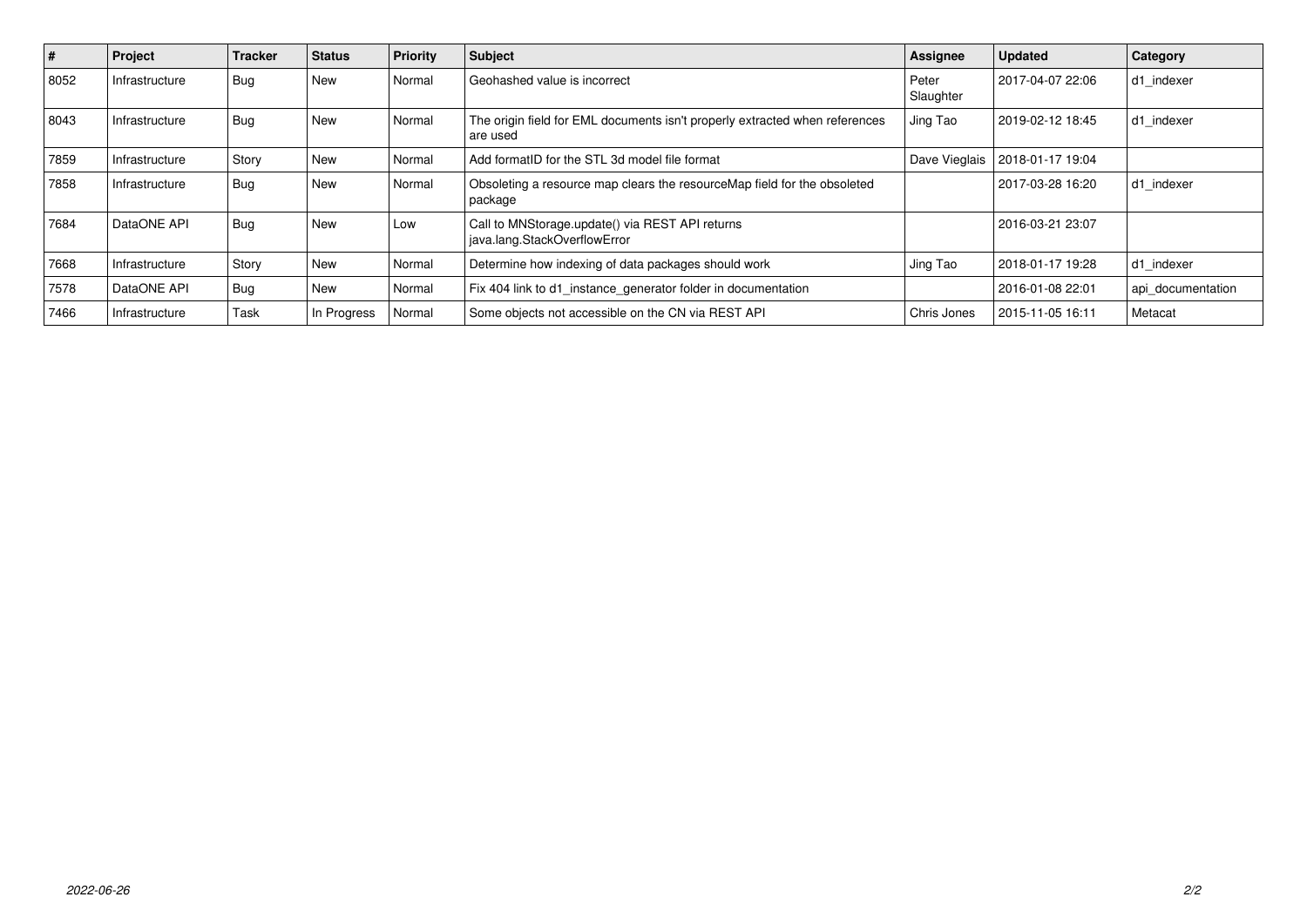| # | Project | Tracker | Status | Priority | Subject | Assignee | Updated | Category |
|---|---|---|---|---|---|---|---|---|
| 8052 | Infrastructure | Bug | New | Normal | Geohashed value is incorrect | Peter Slaughter | 2017-04-07 22:06 | d1_indexer |
| 8043 | Infrastructure | Bug | New | Normal | The origin field for EML documents isn't properly extracted when references are used | Jing Tao | 2019-02-12 18:45 | d1_indexer |
| 7859 | Infrastructure | Story | New | Normal | Add formatID for the STL 3d model file format | Dave Vieglais | 2018-01-17 19:04 | |
| 7858 | Infrastructure | Bug | New | Normal | Obsoleting a resource map clears the resourceMap field for the obsoleted package | | 2017-03-28 16:20 | d1_indexer |
| 7684 | DataONE API | Bug | New | Low | Call to MNStorage.update() via REST API returns java.lang.StackOverflowError | | 2016-03-21 23:07 | |
| 7668 | Infrastructure | Story | New | Normal | Determine how indexing of data packages should work | Jing Tao | 2018-01-17 19:28 | d1_indexer |
| 7578 | DataONE API | Bug | New | Normal | Fix 404 link to d1_instance_generator folder in documentation | | 2016-01-08 22:01 | api_documentation |
| 7466 | Infrastructure | Task | In Progress | Normal | Some objects not accessible on the CN via REST API | Chris Jones | 2015-11-05 16:11 | Metacat |